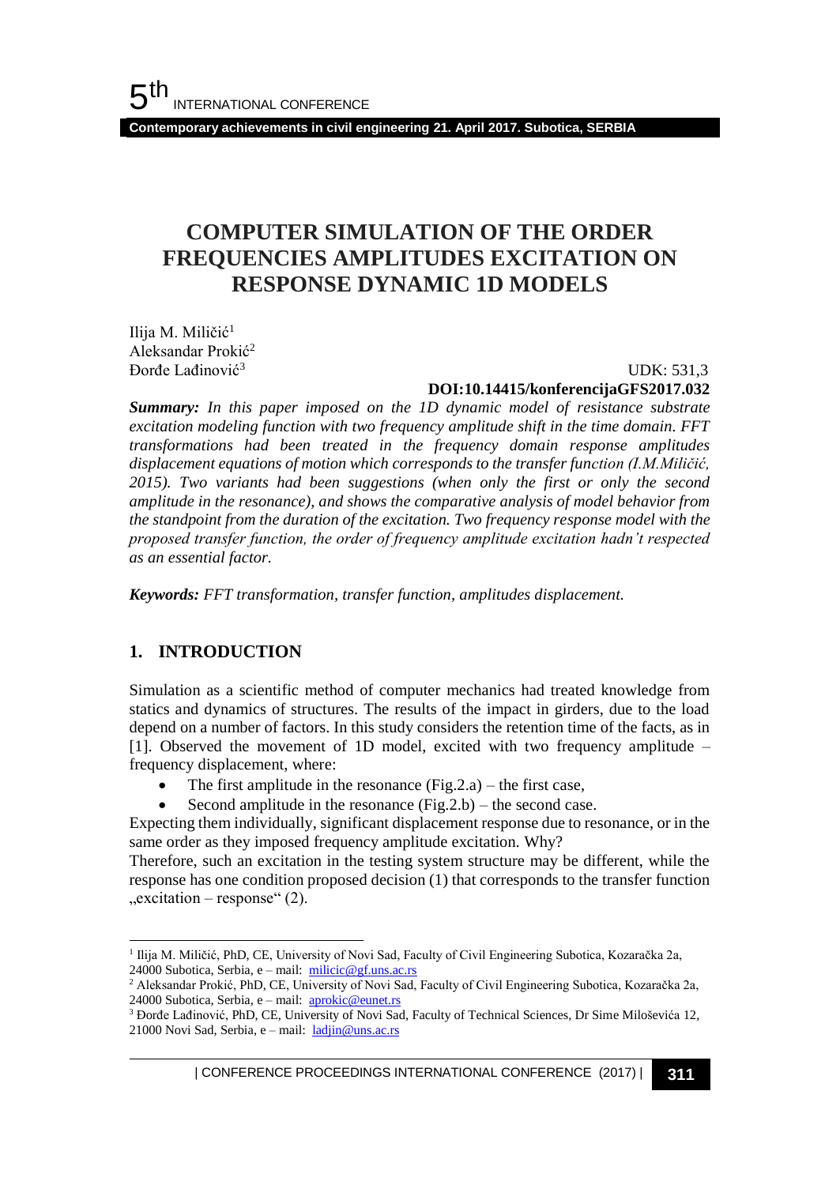# COMPUTER SIMULATION OF THE ORDER FREQUENCIES AMPLITUDES EXCITATION ON RESPONSE DYNAMIC 1D MODELS

Ilija M. Miličić[1]
Aleksandar Prokić[2]
Đorđe Lađinović[3]

UDK: 531,3
**DOI:10.14415/konferencijaGFS2017.032**

***Summary:*** *In this paper imposed on the 1D dynamic model of resistance substrate excitation modeling function with two frequency amplitude shift in the time domain. FFT transformations had been treated in the frequency domain response amplitudes displacement equations of motion which corresponds to the transfer function (I.M.Miličić, 2015). Two variants had been suggestions (when only the first or only the second amplitude in the resonance), and shows the comparative analysis of model behavior from the standpoint from the duration of the excitation. Two frequency response model with the proposed transfer function, the order of frequency amplitude excitation hadn't respected as an essential factor.*

***Keywords:*** *FFT transformation, transfer function, amplitudes displacement.*

## 1. INTRODUCTION

Simulation as a scientific method of computer mechanics had treated knowledge from statics and dynamics of structures. The results of the impact in girders, due to the load depend on a number of factors. In this study considers the retention time of the facts, as in [1]. Observed the movement of 1D model, excited with two frequency amplitude – frequency displacement, where:

- The first amplitude in the resonance (Fig.2.a) – the first case,
- Second amplitude in the resonance (Fig.2.b) – the second case.

Expecting them individually, significant displacement response due to resonance, or in the same order as they imposed frequency amplitude excitation. Why?

Therefore, such an excitation in the testing system structure may be different, while the response has one condition proposed decision (1) that corresponds to the transfer function „excitation – response" (2).

---

[1] Ilija M. Miličić, PhD, CE, University of Novi Sad, Faculty of Civil Engineering Subotica, Kozaračka 2a, 24000 Subotica, Serbia, e – mail: milicic@gf.uns.ac.rs

[2] Aleksandar Prokić, PhD, CE, University of Novi Sad, Faculty of Civil Engineering Subotica, Kozaračka 2a, 24000 Subotica, Serbia, e – mail: aprokic@eunet.rs

[3] Đorđe Lađinović, PhD, CE, University of Novi Sad, Faculty of Technical Sciences, Dr Sime Miloševića 12, 21000 Novi Sad, Serbia, e – mail: ladjin@uns.ac.rs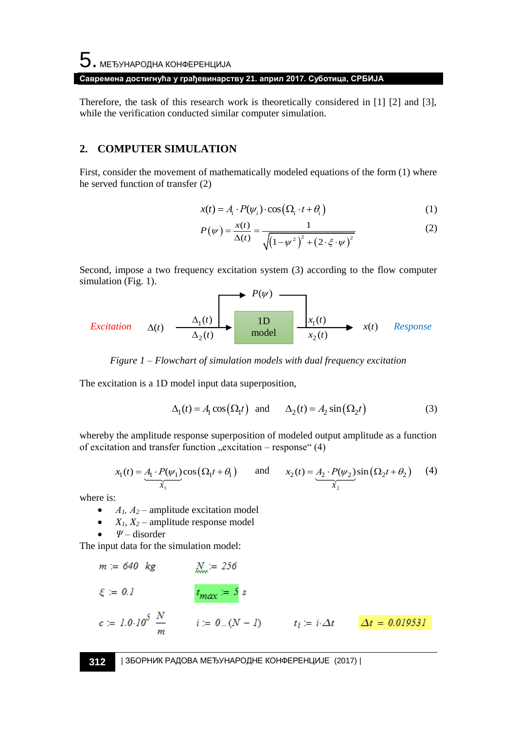Therefore, the task of this research work is theoretically considered in [1] [2] and [3], while the verification conducted similar computer simulation.

## 2. COMPUTER SIMULATION

First, consider the movement of mathematically modeled equations of the form (1) where he served function of transfer (2)

$$x(t) = A_i \cdot P(\psi_i) \cdot \cos(\Omega_i \cdot t + \theta_i) \tag{1}$$

$$P(\psi) = \frac{x(t)}{\Delta(t)} = \frac{1}{\sqrt{(1-\psi^2)^2 + (2\cdot\xi\cdot\psi)^2}} \tag{2}$$

Second, impose a two frequency excitation system (3) according to the flow computer simulation (Fig. 1).

*Excitation* $\Delta(t)$ → $\Delta_1(t)$, $\Delta_2(t)$ → 1D model [$P(\psi)$] → $x_1(t)$, $x_2(t)$ → $x(t)$ *Response*

*Figure 1 – Flowchart of simulation models with dual frequency excitation*

The excitation is a 1D model input data superposition,

$$\Delta_1(t) = A_1 \cos(\Omega_1 t) \quad \text{and} \quad \Delta_2(t) = A_2 \sin(\Omega_2 t) \tag{3}$$

whereby the amplitude response superposition of modeled output amplitude as a function of excitation and transfer function „excitation – response" (4)

$$x_1(t) = \underbrace{A_1 \cdot P(\psi_1)}_{X_1} \cos(\Omega_1 t + \theta_1) \quad \text{and} \quad x_2(t) = \underbrace{A_2 \cdot P(\psi_2)}_{X_2} \sin(\Omega_2 t + \theta_2) \tag{4}$$

where is:

- $A_1$, $A_2$ – amplitude excitation model
- $X_1$, $X_2$ – amplitude response model
- $\Psi$ – disorder

The input data for the simulation model:

$m := 640\ kg$ $\quad N := 256$

$\xi := 0.1$ $\quad t_{max} := 5\ s$

$c := 1.0 \cdot 10^5\ \frac{N}{m}$ $\quad i := 0..(N-1)$ $\quad t_i := i \cdot \Delta t$ $\quad \Delta t = 0.019531$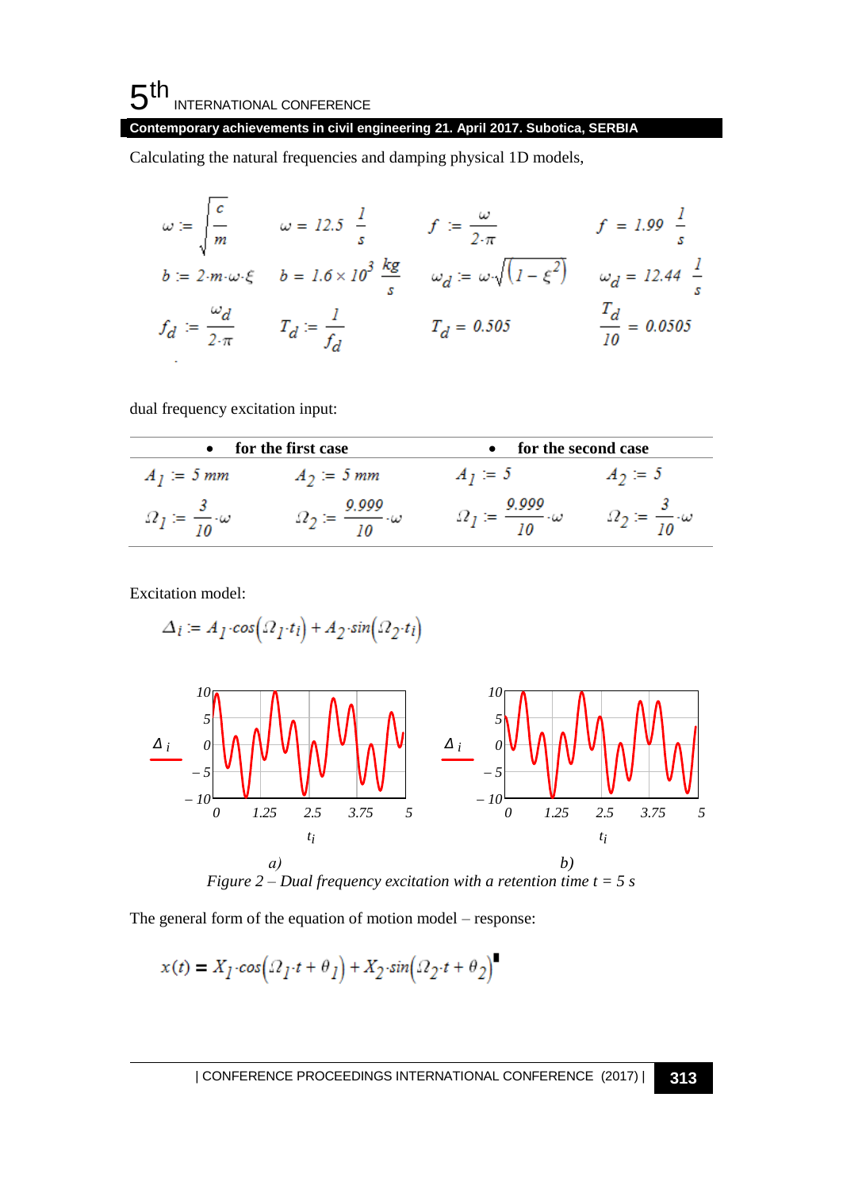Calculating the natural frequencies and damping physical 1D models,

$$\omega := \sqrt{\frac{c}{m}} \qquad \omega = 12.5 \ \frac{1}{s} \qquad f := \frac{\omega}{2 \cdot \pi} \qquad f = 1.99 \ \frac{1}{s}$$

$$b := 2 \cdot m \cdot \omega \cdot \xi \qquad b = 1.6 \times 10^{3} \ \frac{kg}{s} \qquad \omega_d := \omega \cdot \sqrt{\left(1 - \xi^2\right)} \qquad \omega_d = 12.44 \ \frac{1}{s}$$

$$f_d := \frac{\omega_d}{2 \cdot \pi} \qquad T_d := \frac{1}{f_d} \qquad T_d = 0.505 \qquad \frac{T_d}{10} = 0.0505$$

dual frequency excitation input:

| • for the first case | | • for the second case | |
|---|---|---|---|
| $A_1 := 5\ mm$ | $A_2 := 5\ mm$ | $A_1 := 5$ | $A_2 := 5$ |
| $\Omega_1 := \frac{3}{10} \cdot \omega$ | $\Omega_2 := \frac{9.999}{10} \cdot \omega$ | $\Omega_1 := \frac{9.999}{10} \cdot \omega$ | $\Omega_2 := \frac{3}{10} \cdot \omega$ |

Excitation model:

$$\Delta_i := A_1 \cdot cos\left(\Omega_1 \cdot t_i\right) + A_2 \cdot sin\left(\Omega_2 \cdot t_i\right)$$

*a)* *b)*

*Figure 2 – Dual frequency excitation with a retention time t = 5 s*

The general form of the equation of motion model – response:

$$x(t) = X_1 \cdot cos\left(\Omega_1 \cdot t + \theta_1\right) + X_2 \cdot sin\left(\Omega_2 \cdot t + \theta_2\right)$$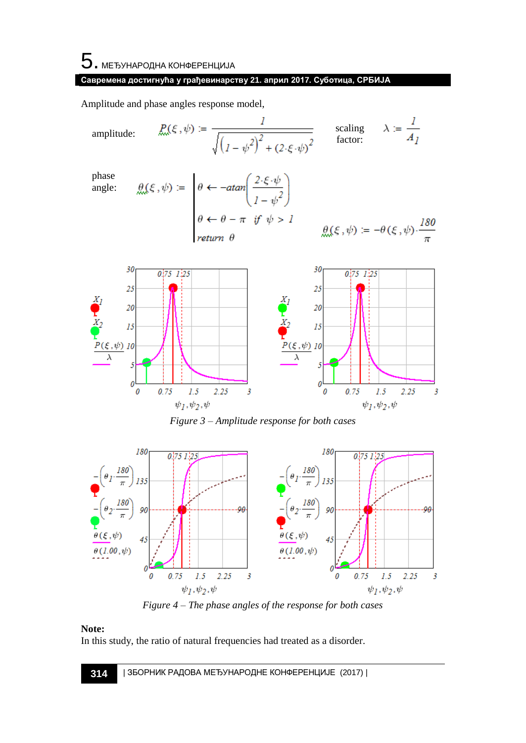Amplitude and phase angles response model,

amplitude: $$P(\xi,\psi) := \frac{1}{\sqrt{\left(1-\psi^2\right)^2 + (2\cdot\xi\cdot\psi)^2}}$$

scaling factor: $$\lambda := \frac{1}{A_1}$$

phase angle:

$$\theta(\xi,\psi) := \begin{array}{|l} \theta \leftarrow -atan\left(\frac{2\cdot\xi\cdot\psi}{1-\psi^2}\right) \\ \theta \leftarrow \theta - \pi \;\; if \;\; \psi > 1 \\ return \;\; \theta \end{array}$$

$$\theta(\xi,\psi) := -\theta(\xi,\psi)\cdot\frac{180}{\pi}$$

*Figure 3 – Amplitude response for both cases*

*Figure 4 – The phase angles of the response for both cases*

**Note:**
In this study, the ratio of natural frequencies had treated as a disorder.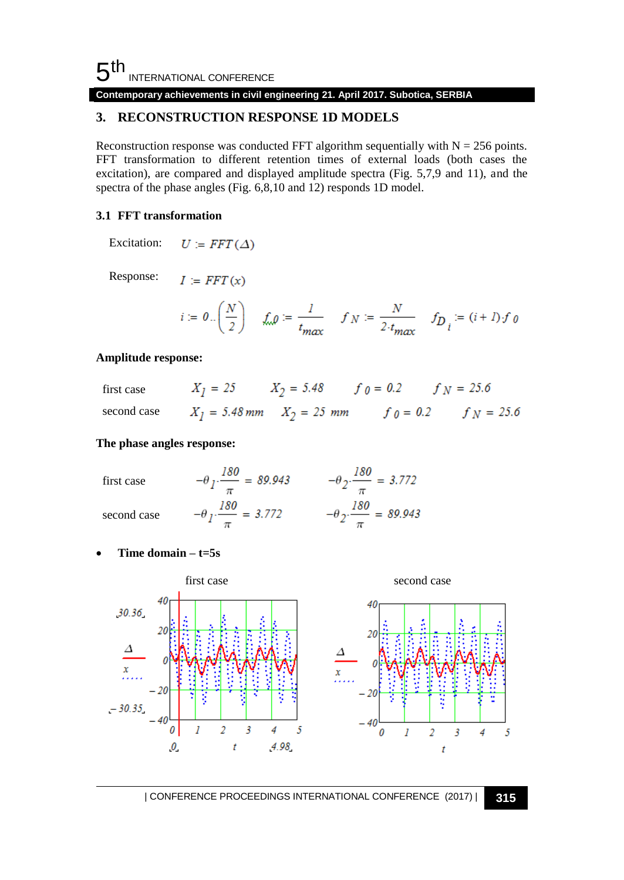## 3. RECONSTRUCTION RESPONSE 1D MODELS

Reconstruction response was conducted FFT algorithm sequentially with N = 256 points. FFT transformation to different retention times of external loads (both cases the excitation), are compared and displayed amplitude spectra (Fig. 5,7,9 and 11), and the spectra of the phase angles (Fig. 6,8,10 and 12) responds 1D model.

### 3.1 FFT transformation

Excitation: $U := FFT(\Delta)$

Response: $I := FFT(x)$

$$i := 0..\left(\frac{N}{2}\right) \quad f_0 := \frac{1}{t_{max}} \quad f_N := \frac{N}{2 \cdot t_{max}} \quad f_{D_i} := (i+1) \cdot f_0$$

**Amplitude response:**

first case $\quad X_1 = 25 \quad X_2 = 5.48 \quad f_0 = 0.2 \quad f_N = 25.6$

second case $\quad X_1 = 5.48\,mm \quad X_2 = 25\,mm \quad f_0 = 0.2 \quad f_N = 25.6$

**The phase angles response:**

first case $\quad -\theta_1 \cdot \frac{180}{\pi} = 89.943 \quad -\theta_2 \cdot \frac{180}{\pi} = 3.772$

second case $\quad -\theta_1 \cdot \frac{180}{\pi} = 3.772 \quad -\theta_2 \cdot \frac{180}{\pi} = 89.943$

- **Time domain – t=5s**

first case | second case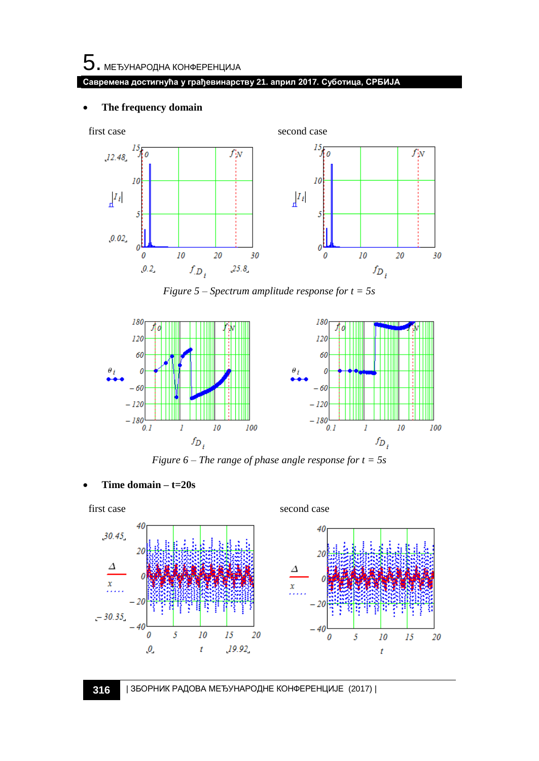- **The frequency domain**

first case — second case

*Figure 5 – Spectrum amplitude response for t = 5s*

*Figure 6 – The range of phase angle response for t = 5s*

- **Time domain – t=20s**

first case — second case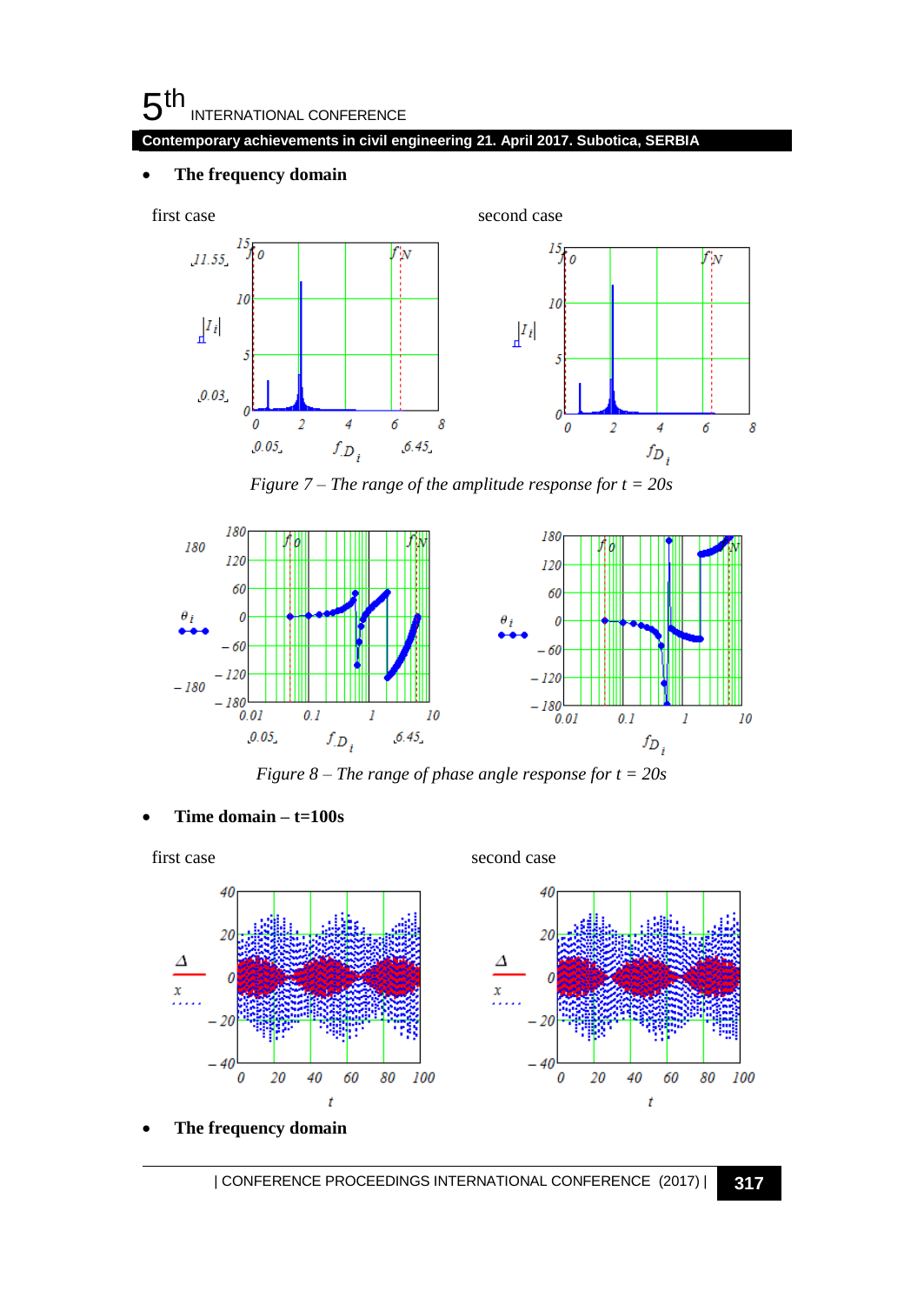- **The frequency domain**

first case second case

*Figure 7 – The range of the amplitude response for t = 20s*

*Figure 8 – The range of phase angle response for t = 20s*

- **Time domain – t=100s**

first case second case

- **The frequency domain**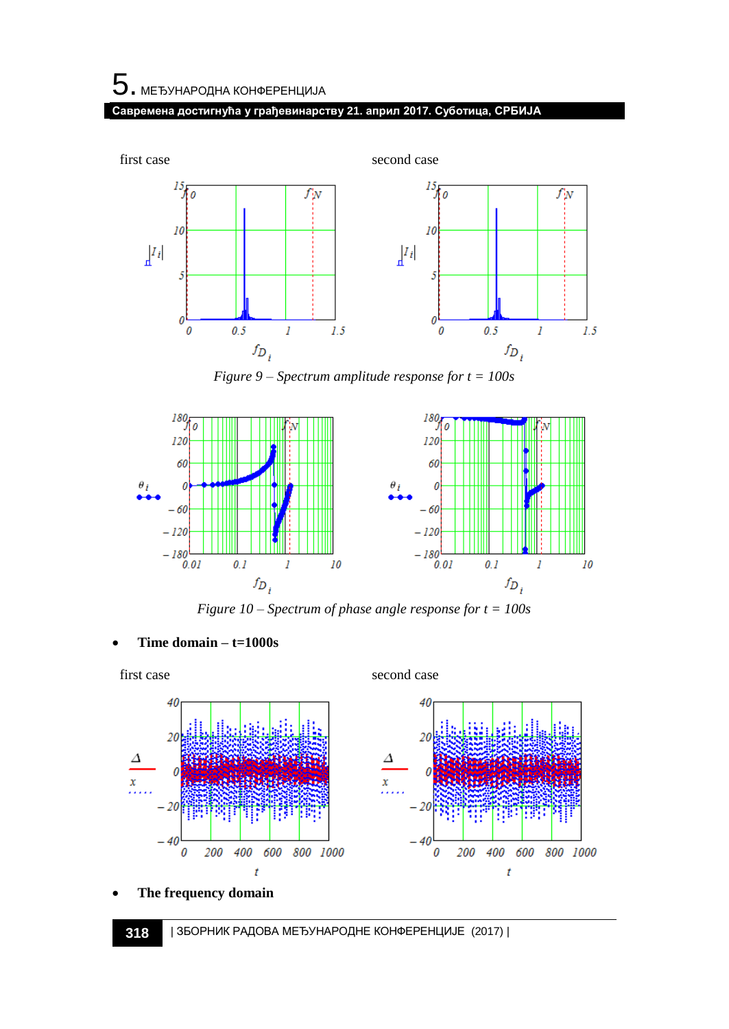first case second case

*Figure 9 – Spectrum amplitude response for t = 100s*

*Figure 10 – Spectrum of phase angle response for t = 100s*

- **Time domain – t=1000s**

first case second case

- **The frequency domain**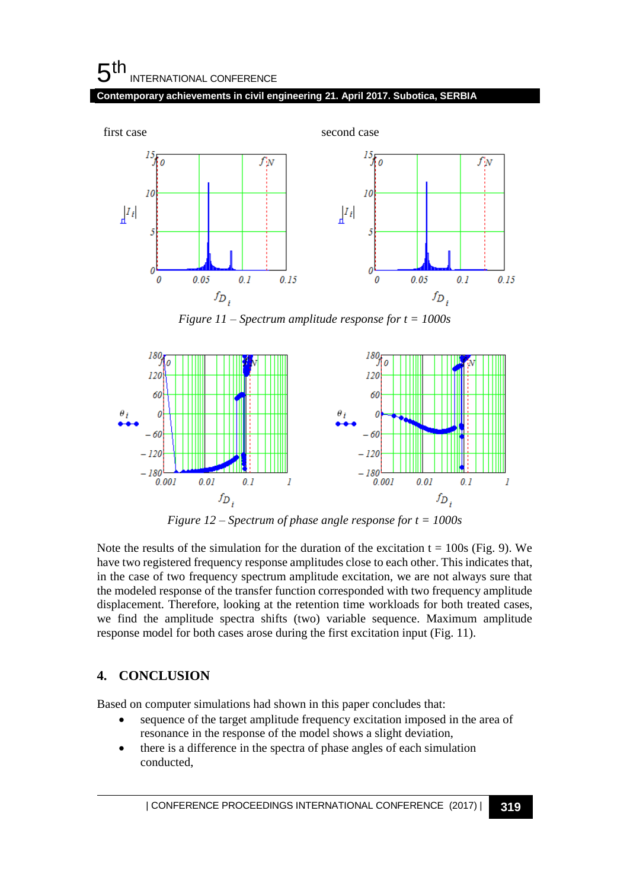first case second case

Figure 11 – Spectrum amplitude response for t = 1000s

Figure 12 – Spectrum of phase angle response for t = 1000s

Note the results of the simulation for the duration of the excitation t = 100s (Fig. 9). We have two registered frequency response amplitudes close to each other. This indicates that, in the case of two frequency spectrum amplitude excitation, we are not always sure that the modeled response of the transfer function corresponded with two frequency amplitude displacement. Therefore, looking at the retention time workloads for both treated cases, we find the amplitude spectra shifts (two) variable sequence. Maximum amplitude response model for both cases arose during the first excitation input (Fig. 11).

## 4. CONCLUSION

Based on computer simulations had shown in this paper concludes that:

- sequence of the target amplitude frequency excitation imposed in the area of resonance in the response of the model shows a slight deviation,
- there is a difference in the spectra of phase angles of each simulation conducted,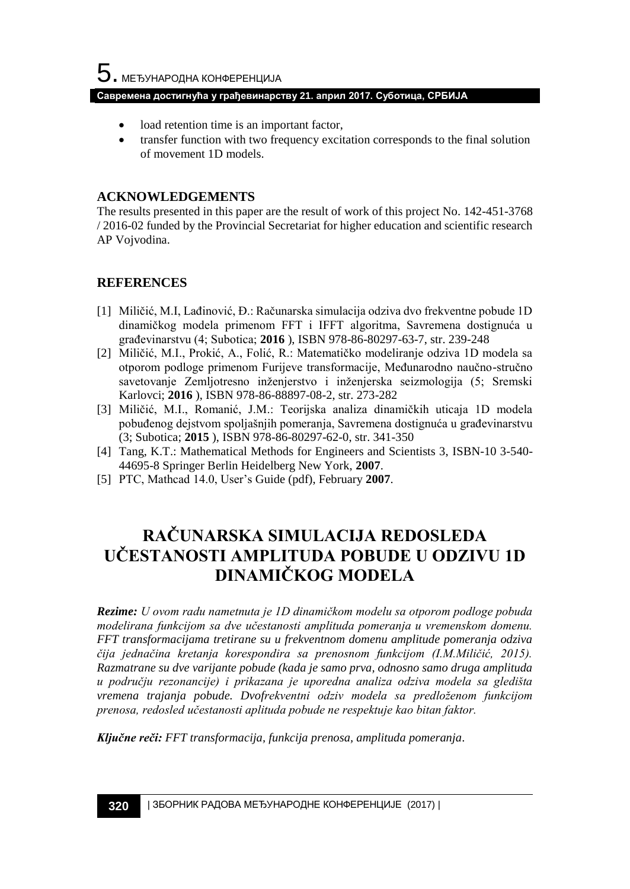- load retention time is an important factor,
- transfer function with two frequency excitation corresponds to the final solution of movement 1D models.

## ACKNOWLEDGEMENTS

The results presented in this paper are the result of work of this project No. 142-451-3768 / 2016-02 funded by the Provincial Secretariat for higher education and scientific research AP Vojvodina.

## REFERENCES

[1] Miličić, M.I, Lađinović, Đ.: Računarska simulacija odziva dvo frekventne pobude 1D dinamičkog modela primenom FFT i IFFT algoritma, Savremena dostignuća u građevinarstvu (4; Subotica; **2016** ), ISBN 978-86-80297-63-7, str. 239-248

[2] Miličić, M.I., Prokić, A., Folić, R.: Matematičko modeliranje odziva 1D modela sa otporom podloge primenom Furijeve transformacije, Međunarodno naučno-stručno savetovanje Zemljotresno inženjerstvo i inženjerska seizmologija (5; Sremski Karlovci; **2016** ), ISBN 978-86-88897-08-2, str. 273-282

[3] Miličić, M.I., Romanić, J.M.: Teorijska analiza dinamičkih uticaja 1D modela pobuđenog dejstvom spoljašnjih pomeranja, Savremena dostignuća u građevinarstvu (3; Subotica; **2015** ), ISBN 978-86-80297-62-0, str. 341-350

[4] Tang, K.T.: Mathematical Methods for Engineers and Scientists 3, ISBN-10 3-540-44695-8 Springer Berlin Heidelberg New York, **2007**.

[5] PTC, Mathcad 14.0, User's Guide (pdf), February **2007**.

# RAČUNARSKA SIMULACIJA REDOSLEDA UČESTANOSTI AMPLITUDA POBUDE U ODZIVU 1D DINAMIČKOG MODELA

***Rezime:*** *U ovom radu nametnuta je 1D dinamičkom modelu sa otporom podloge pobuda modelirana funkcijom sa dve učestanosti amplituda pomeranja u vremenskom domenu. FFT transformacijama tretirane su u frekventnom domenu amplitude pomeranja odziva čija jednačina kretanja korespondira sa prenosnom funkcijom (I.M.Miličić, 2015). Razmatrane su dve varijante pobude (kada je samo prva, odnosno samo druga amplituda u području rezonancije) i prikazana je uporedna analiza odziva modela sa gledišta vremena trajanja pobude. Dvofrekventni odziv modela sa predloženom funkcijom prenosa, redosled učestanosti aplituda pobude ne respektuje kao bitan faktor.*

***Ključne reči:*** *FFT transformacija, funkcija prenosa, amplituda pomeranja*.